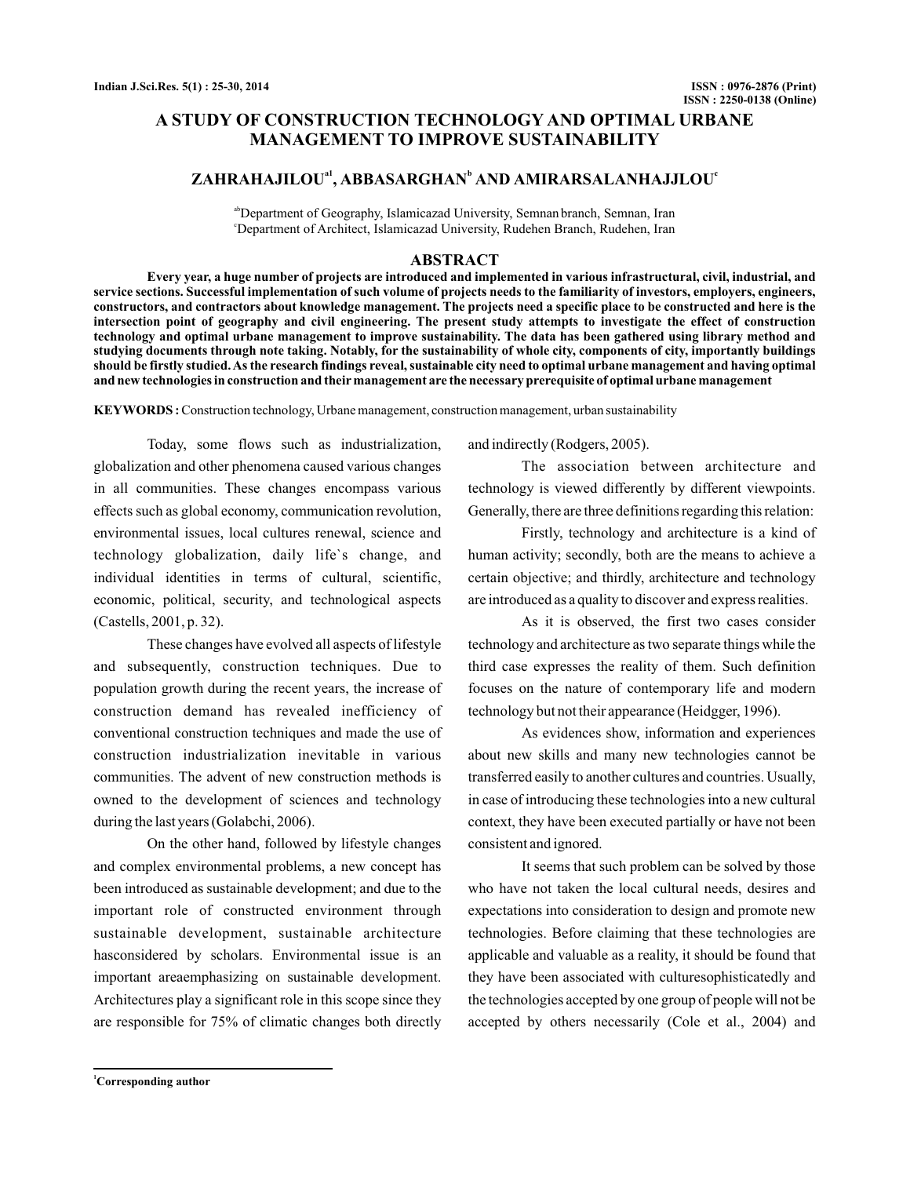# A STUDY OF CONSTRUCTION TECHNOLOGY AND OPTIMAL URBANE MANAGEMENT TO IMPROVE SUSTAINABILITY

**ZAHRAHAJILOU[a1], ABBASARGHAN[b] AND AMIRARSALANHAJJLOU[c]**

[ab]Department of Geography, Islamicazad University, Semnan branch, Semnan, Iran
[c]Department of Architect, Islamicazad University, Rudehen Branch, Rudehen, Iran

## ABSTRACT

**Every year, a huge number of projects are introduced and implemented in various infrastructural, civil, industrial, and service sections. Successful implementation of such volume of projects needs to the familiarity of investors, employers, engineers, constructors, and contractors about knowledge management. The projects need a specific place to be constructed and here is the intersection point of geography and civil engineering. The present study attempts to investigate the effect of construction technology and optimal urbane management to improve sustainability. The data has been gathered using library method and studying documents through note taking. Notably, for the sustainability of whole city, components of city, importantly buildings should be firstly studied. As the research findings reveal, sustainable city need to optimal urbane management and having optimal and new technologies in construction and their management are the necessary prerequisite of optimal urbane management**

**KEYWORDS :** Construction technology, Urbane management, construction management, urban sustainability

Today, some flows such as industrialization, globalization and other phenomena caused various changes in all communities. These changes encompass various effects such as global economy, communication revolution, environmental issues, local cultures renewal, science and technology globalization, daily life`s change, and individual identities in terms of cultural, scientific, economic, political, security, and technological aspects (Castells, 2001, p. 32).

These changes have evolved all aspects of lifestyle and subsequently, construction techniques. Due to population growth during the recent years, the increase of construction demand has revealed inefficiency of conventional construction techniques and made the use of construction industrialization inevitable in various communities. The advent of new construction methods is owned to the development of sciences and technology during the last years (Golabchi, 2006).

On the other hand, followed by lifestyle changes and complex environmental problems, a new concept has been introduced as sustainable development; and due to the important role of constructed environment through sustainable development, sustainable architecture hasconsidered by scholars. Environmental issue is an important areaemphasizing on sustainable development. Architectures play a significant role in this scope since they are responsible for 75% of climatic changes both directly and indirectly (Rodgers, 2005).

The association between architecture and technology is viewed differently by different viewpoints. Generally, there are three definitions regarding this relation:

Firstly, technology and architecture is a kind of human activity; secondly, both are the means to achieve a certain objective; and thirdly, architecture and technology are introduced as a quality to discover and express realities.

As it is observed, the first two cases consider technology and architecture as two separate things while the third case expresses the reality of them. Such definition focuses on the nature of contemporary life and modern technology but not their appearance (Heidgger, 1996).

As evidences show, information and experiences about new skills and many new technologies cannot be transferred easily to another cultures and countries. Usually, in case of introducing these technologies into a new cultural context, they have been executed partially or have not been consistent and ignored.

It seems that such problem can be solved by those who have not taken the local cultural needs, desires and expectations into consideration to design and promote new technologies. Before claiming that these technologies are applicable and valuable as a reality, it should be found that they have been associated with culturesophisticatedly and the technologies accepted by one group of people will not be accepted by others necessarily (Cole et al., 2004) and

[1]Corresponding author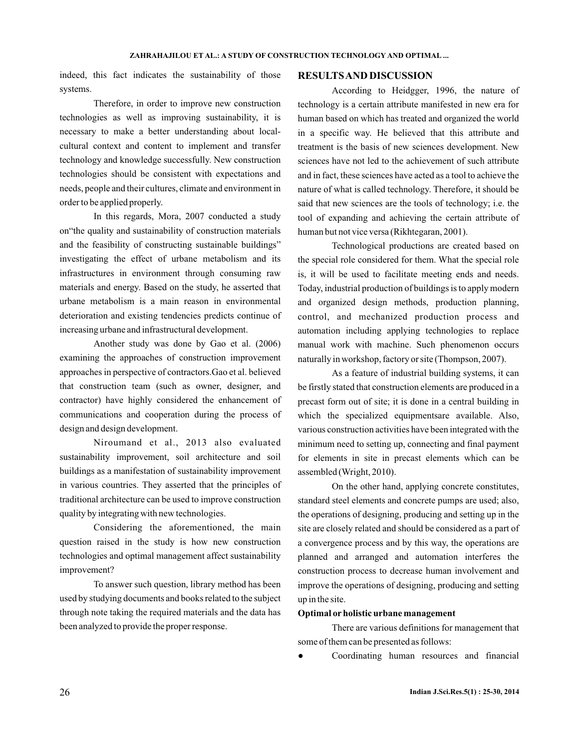indeed, this fact indicates the sustainability of those systems.

Therefore, in order to improve new construction technologies as well as improving sustainability, it is necessary to make a better understanding about local-cultural context and content to implement and transfer technology and knowledge successfully. New construction technologies should be consistent with expectations and needs, people and their cultures, climate and environment in order to be applied properly.

In this regards, Mora, 2007 conducted a study on"the quality and sustainability of construction materials and the feasibility of constructing sustainable buildings" investigating the effect of urbane metabolism and its infrastructures in environment through consuming raw materials and energy. Based on the study, he asserted that urbane metabolism is a main reason in environmental deterioration and existing tendencies predicts continue of increasing urbane and infrastructural development.

Another study was done by Gao et al. (2006) examining the approaches of construction improvement approaches in perspective of contractors.Gao et al. believed that construction team (such as owner, designer, and contractor) have highly considered the enhancement of communications and cooperation during the process of design and design development.

Niroumand et al., 2013 also evaluated sustainability improvement, soil architecture and soil buildings as a manifestation of sustainability improvement in various countries. They asserted that the principles of traditional architecture can be used to improve construction quality by integrating with new technologies.

Considering the aforementioned, the main question raised in the study is how new construction technologies and optimal management affect sustainability improvement?

To answer such question, library method has been used by studying documents and books related to the subject through note taking the required materials and the data has been analyzed to provide the proper response.

## RESULTS AND DISCUSSION

According to Heidgger, 1996, the nature of technology is a certain attribute manifested in new era for human based on which has treated and organized the world in a specific way. He believed that this attribute and treatment is the basis of new sciences development. New sciences have not led to the achievement of such attribute and in fact, these sciences have acted as a tool to achieve the nature of what is called technology. Therefore, it should be said that new sciences are the tools of technology; i.e. the tool of expanding and achieving the certain attribute of human but not vice versa (Rikhtegaran, 2001).

Technological productions are created based on the special role considered for them. What the special role is, it will be used to facilitate meeting ends and needs. Today, industrial production of buildings is to apply modern and organized design methods, production planning, control, and mechanized production process and automation including applying technologies to replace manual work with machine. Such phenomenon occurs naturally in workshop, factory or site (Thompson, 2007).

As a feature of industrial building systems, it can be firstly stated that construction elements are produced in a precast form out of site; it is done in a central building in which the specialized equipmentsare available. Also, various construction activities have been integrated with the minimum need to setting up, connecting and final payment for elements in site in precast elements which can be assembled (Wright, 2010).

On the other hand, applying concrete constitutes, standard steel elements and concrete pumps are used; also, the operations of designing, producing and setting up in the site are closely related and should be considered as a part of a convergence process and by this way, the operations are planned and arranged and automation interferes the construction process to decrease human involvement and improve the operations of designing, producing and setting up in the site.

### Optimal or holistic urbane management

There are various definitions for management that some of them can be presented as follows:

- Coordinating human resources and financial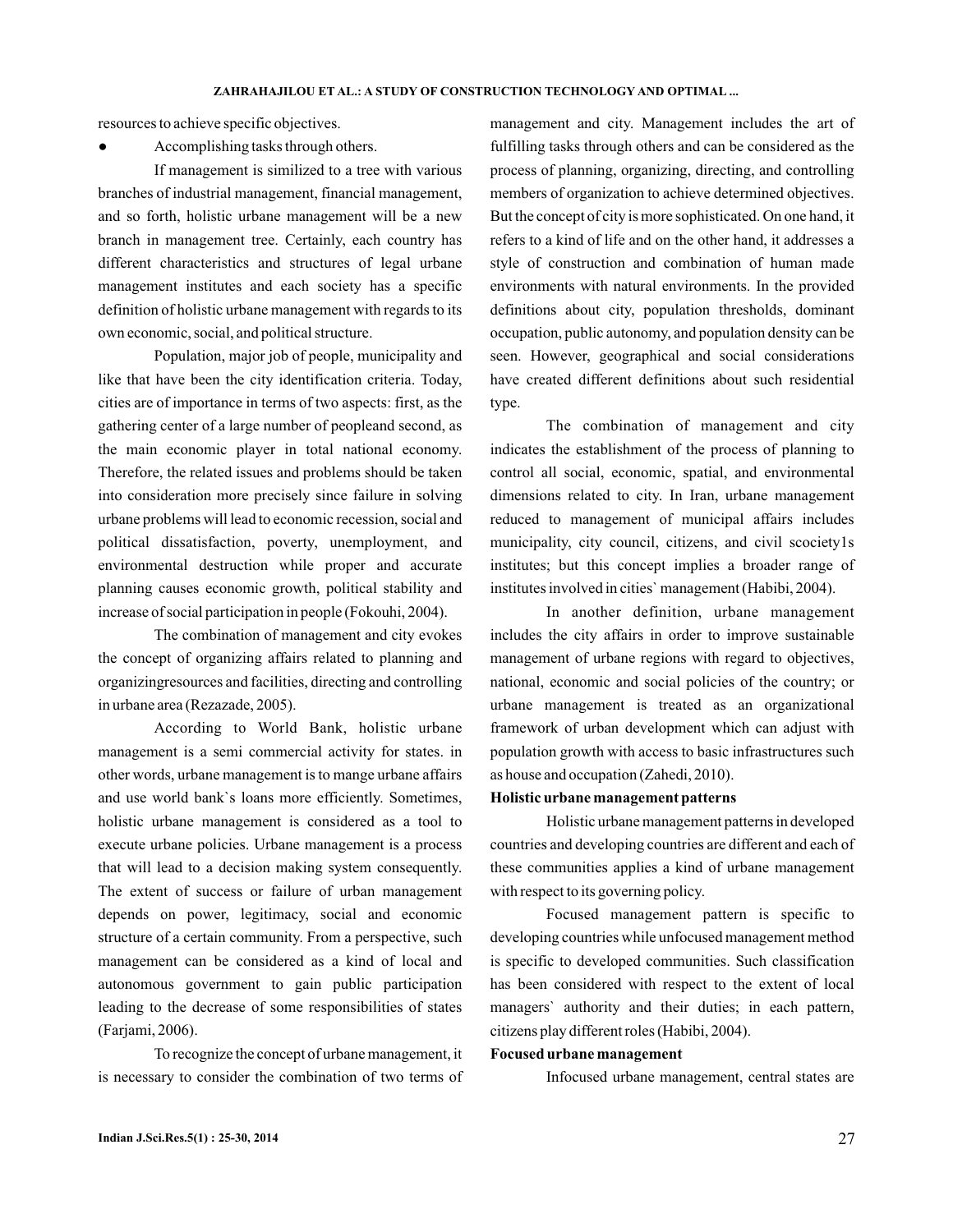resources to achieve specific objectives.

- Accomplishing tasks through others.

If management is similized to a tree with various branches of industrial management, financial management, and so forth, holistic urbane management will be a new branch in management tree. Certainly, each country has different characteristics and structures of legal urbane management institutes and each society has a specific definition of holistic urbane management with regards to its own economic, social, and political structure.

Population, major job of people, municipality and like that have been the city identification criteria. Today, cities are of importance in terms of two aspects: first, as the gathering center of a large number of peopleand second, as the main economic player in total national economy. Therefore, the related issues and problems should be taken into consideration more precisely since failure in solving urbane problems will lead to economic recession, social and political dissatisfaction, poverty, unemployment, and environmental destruction while proper and accurate planning causes economic growth, political stability and increase of social participation in people (Fokouhi, 2004).

The combination of management and city evokes the concept of organizing affairs related to planning and organizingresources and facilities, directing and controlling in urbane area (Rezazade, 2005).

According to World Bank, holistic urbane management is a semi commercial activity for states. in other words, urbane management is to mange urbane affairs and use world bank`s loans more efficiently. Sometimes, holistic urbane management is considered as a tool to execute urbane policies. Urbane management is a process that will lead to a decision making system consequently. The extent of success or failure of urban management depends on power, legitimacy, social and economic structure of a certain community. From a perspective, such management can be considered as a kind of local and autonomous government to gain public participation leading to the decrease of some responsibilities of states (Farjami, 2006).

To recognize the concept of urbane management, it is necessary to consider the combination of two terms of management and city. Management includes the art of fulfilling tasks through others and can be considered as the process of planning, organizing, directing, and controlling members of organization to achieve determined objectives. But the concept of city is more sophisticated. On one hand, it refers to a kind of life and on the other hand, it addresses a style of construction and combination of human made environments with natural environments. In the provided definitions about city, population thresholds, dominant occupation, public autonomy, and population density can be seen. However, geographical and social considerations have created different definitions about such residential type.

The combination of management and city indicates the establishment of the process of planning to control all social, economic, spatial, and environmental dimensions related to city. In Iran, urbane management reduced to management of municipal affairs includes municipality, city council, citizens, and civil scociety1s institutes; but this concept implies a broader range of institutes involved in cities` management (Habibi, 2004).

In another definition, urbane management includes the city affairs in order to improve sustainable management of urbane regions with regard to objectives, national, economic and social policies of the country; or urbane management is treated as an organizational framework of urban development which can adjust with population growth with access to basic infrastructures such as house and occupation (Zahedi, 2010).

**Holistic urbane management patterns**

Holistic urbane management patterns in developed countries and developing countries are different and each of these communities applies a kind of urbane management with respect to its governing policy.

Focused management pattern is specific to developing countries while unfocused management method is specific to developed communities. Such classification has been considered with respect to the extent of local managers` authority and their duties; in each pattern, citizens play different roles (Habibi, 2004).

**Focused urbane management**

Infocused urbane management, central states are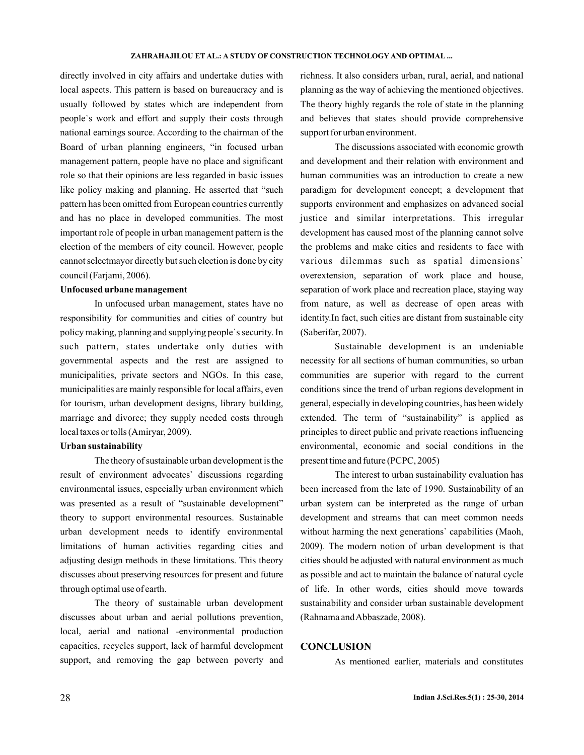directly involved in city affairs and undertake duties with local aspects. This pattern is based on bureaucracy and is usually followed by states which are independent from people`s work and effort and supply their costs through national earnings source. According to the chairman of the Board of urban planning engineers, "in focused urban management pattern, people have no place and significant role so that their opinions are less regarded in basic issues like policy making and planning. He asserted that "such pattern has been omitted from European countries currently and has no place in developed communities. The most important role of people in urban management pattern is the election of the members of city council. However, people cannot selectmayor directly but such election is done by city council (Farjami, 2006).

**Unfocused urbane management**

In unfocused urban management, states have no responsibility for communities and cities of country but policy making, planning and supplying people`s security. In such pattern, states undertake only duties with governmental aspects and the rest are assigned to municipalities, private sectors and NGOs. In this case, municipalities are mainly responsible for local affairs, even for tourism, urban development designs, library building, marriage and divorce; they supply needed costs through local taxes or tolls (Amiryar, 2009).

**Urban sustainability**

The theory of sustainable urban development is the result of environment advocates` discussions regarding environmental issues, especially urban environment which was presented as a result of "sustainable development" theory to support environmental resources. Sustainable urban development needs to identify environmental limitations of human activities regarding cities and adjusting design methods in these limitations. This theory discusses about preserving resources for present and future through optimal use of earth.

The theory of sustainable urban development discusses about urban and aerial pollutions prevention, local, aerial and national -environmental production capacities, recycles support, lack of harmful development support, and removing the gap between poverty and richness. It also considers urban, rural, aerial, and national planning as the way of achieving the mentioned objectives. The theory highly regards the role of state in the planning and believes that states should provide comprehensive support for urban environment.

The discussions associated with economic growth and development and their relation with environment and human communities was an introduction to create a new paradigm for development concept; a development that supports environment and emphasizes on advanced social justice and similar interpretations. This irregular development has caused most of the planning cannot solve the problems and make cities and residents to face with various dilemmas such as spatial dimensions` overextension, separation of work place and house, separation of work place and recreation place, staying way from nature, as well as decrease of open areas with identity.In fact, such cities are distant from sustainable city (Saberifar, 2007).

Sustainable development is an undeniable necessity for all sections of human communities, so urban communities are superior with regard to the current conditions since the trend of urban regions development in general, especially in developing countries, has been widely extended. The term of "sustainability" is applied as principles to direct public and private reactions influencing environmental, economic and social conditions in the present time and future (PCPC, 2005)

The interest to urban sustainability evaluation has been increased from the late of 1990. Sustainability of an urban system can be interpreted as the range of urban development and streams that can meet common needs without harming the next generations` capabilities (Maoh, 2009). The modern notion of urban development is that cities should be adjusted with natural environment as much as possible and act to maintain the balance of natural cycle of life. In other words, cities should move towards sustainability and consider urban sustainable development (Rahnama and Abbaszade, 2008).

## CONCLUSION

As mentioned earlier, materials and constitutes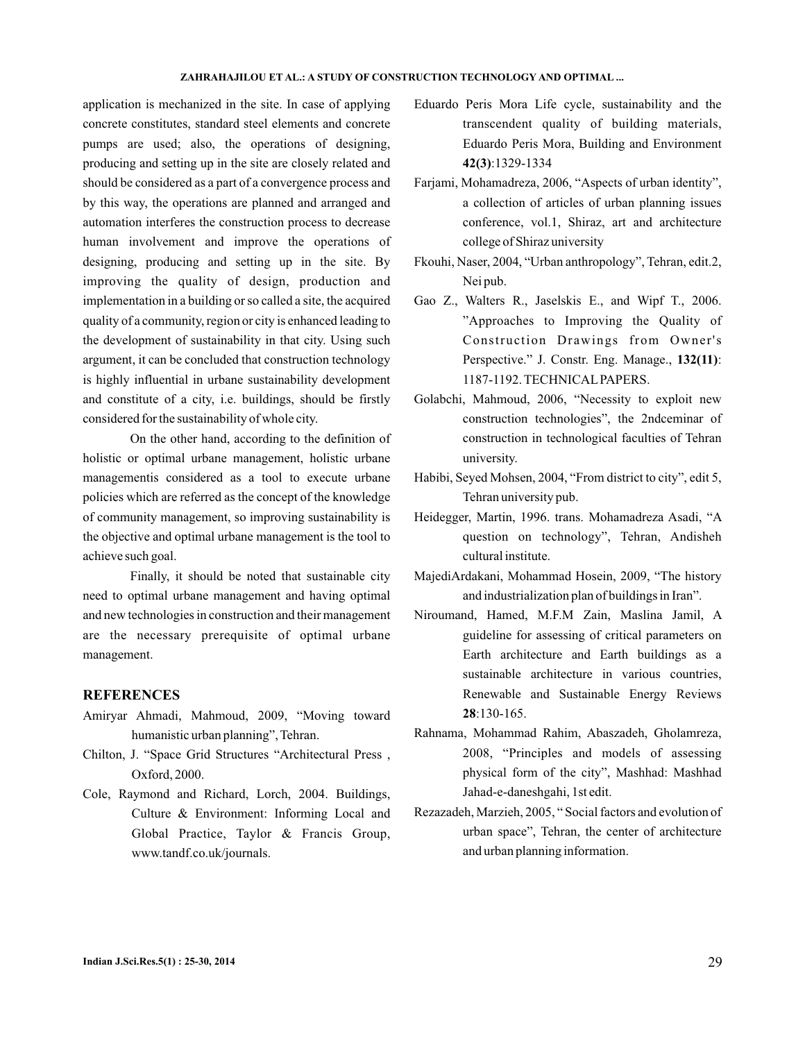application is mechanized in the site. In case of applying concrete constitutes, standard steel elements and concrete pumps are used; also, the operations of designing, producing and setting up in the site are closely related and should be considered as a part of a convergence process and by this way, the operations are planned and arranged and automation interferes the construction process to decrease human involvement and improve the operations of designing, producing and setting up in the site. By improving the quality of design, production and implementation in a building or so called a site, the acquired quality of a community, region or city is enhanced leading to the development of sustainability in that city. Using such argument, it can be concluded that construction technology is highly influential in urbane sustainability development and constitute of a city, i.e. buildings, should be firstly considered for the sustainability of whole city.

On the other hand, according to the definition of holistic or optimal urbane management, holistic urbane managementis considered as a tool to execute urbane policies which are referred as the concept of the knowledge of community management, so improving sustainability is the objective and optimal urbane management is the tool to achieve such goal.

Finally, it should be noted that sustainable city need to optimal urbane management and having optimal and new technologies in construction and their management are the necessary prerequisite of optimal urbane management.

## REFERENCES

Amiryar Ahmadi, Mahmoud, 2009, "Moving toward humanistic urban planning", Tehran.

Chilton, J. "Space Grid Structures "Architectural Press , Oxford, 2000.

Cole, Raymond and Richard, Lorch, 2004. Buildings, Culture & Environment: Informing Local and Global Practice, Taylor & Francis Group, www.tandf.co.uk/journals.

Eduardo Peris Mora Life cycle, sustainability and the transcendent quality of building materials, Eduardo Peris Mora, Building and Environment **42(3)**:1329-1334

Farjami, Mohamadreza, 2006, "Aspects of urban identity", a collection of articles of urban planning issues conference, vol.1, Shiraz, art and architecture college of Shiraz university

Fkouhi, Naser, 2004, "Urban anthropology", Tehran, edit.2, Nei pub.

Gao Z., Walters R., Jaselskis E., and Wipf T., 2006. "Approaches to Improving the Quality of Construction Drawings from Owner's Perspective." J. Constr. Eng. Manage., **132(11)**: 1187-1192. TECHNICAL PAPERS.

Golabchi, Mahmoud, 2006, "Necessity to exploit new construction technologies", the 2ndceminar of construction in technological faculties of Tehran university.

Habibi, Seyed Mohsen, 2004, "From district to city", edit 5, Tehran university pub.

Heidegger, Martin, 1996. trans. Mohamadreza Asadi, "A question on technology", Tehran, Andisheh cultural institute.

MajediArdakani, Mohammad Hosein, 2009, "The history and industrialization plan of buildings in Iran".

Niroumand, Hamed, M.F.M Zain, Maslina Jamil, A guideline for assessing of critical parameters on Earth architecture and Earth buildings as a sustainable architecture in various countries, Renewable and Sustainable Energy Reviews **28**:130-165.

Rahnama, Mohammad Rahim, Abaszadeh, Gholamreza, 2008, "Principles and models of assessing physical form of the city", Mashhad: Mashhad Jahad-e-daneshgahi, 1st edit.

Rezazadeh, Marzieh, 2005, " Social factors and evolution of urban space", Tehran, the center of architecture and urban planning information.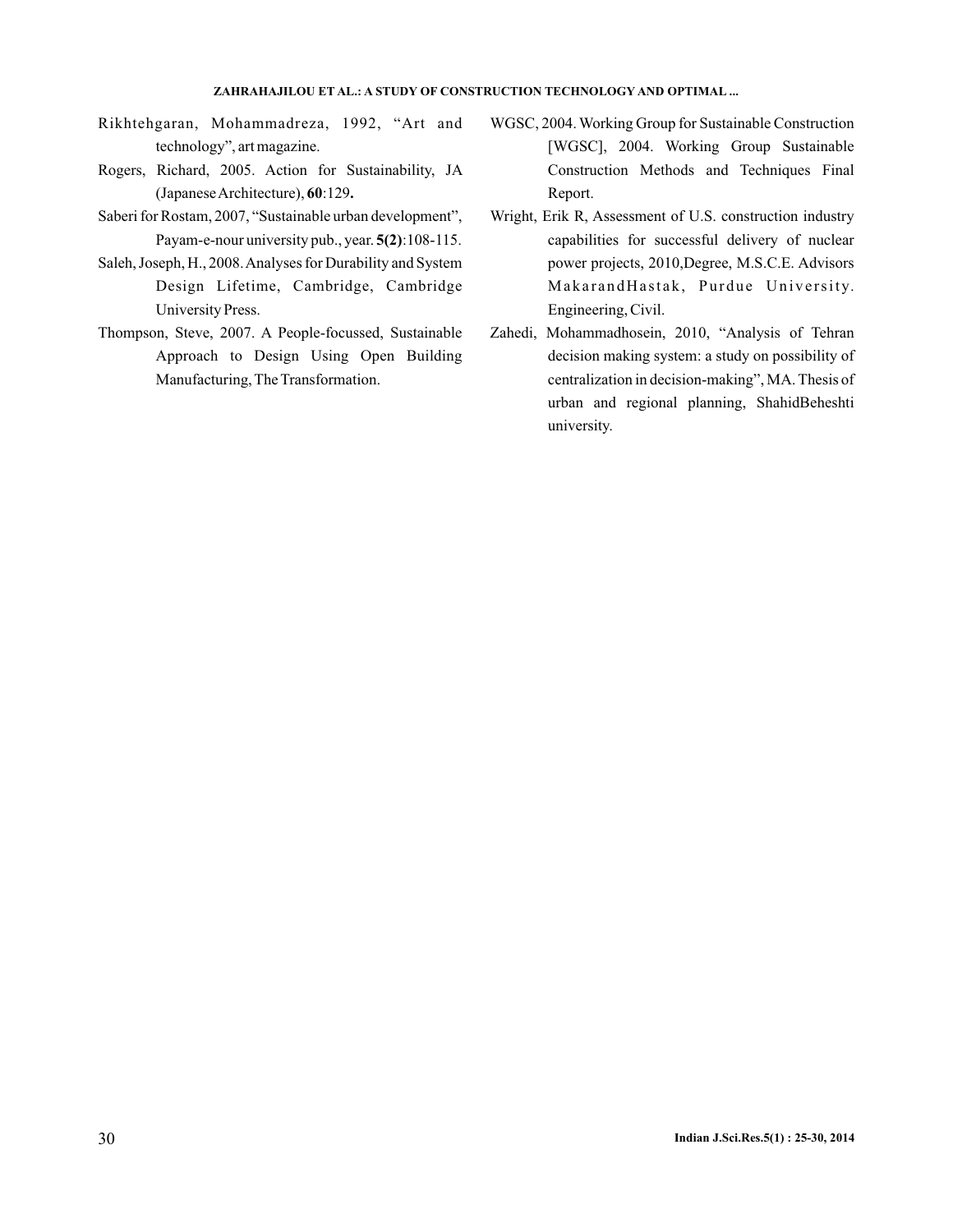Rikhtehgaran, Mohammadreza, 1992, "Art and technology", art magazine.

Rogers, Richard, 2005. Action for Sustainability, JA (Japanese Architecture), **60**:129**.**

Saberi for Rostam, 2007, "Sustainable urban development", Payam-e-nour university pub., year. **5(2)**:108-115.

Saleh, Joseph, H., 2008. Analyses for Durability and System Design Lifetime, Cambridge, Cambridge University Press.

Thompson, Steve, 2007. A People-focussed, Sustainable Approach to Design Using Open Building Manufacturing, The Transformation.

WGSC, 2004. Working Group for Sustainable Construction [WGSC], 2004. Working Group Sustainable Construction Methods and Techniques Final Report.

Wright, Erik R, Assessment of U.S. construction industry capabilities for successful delivery of nuclear power projects, 2010,Degree, M.S.C.E. Advisors MakarandHastak, Purdue University. Engineering, Civil.

Zahedi, Mohammadhosein, 2010, "Analysis of Tehran decision making system: a study on possibility of centralization in decision-making", MA. Thesis of urban and regional planning, ShahidBeheshti university.